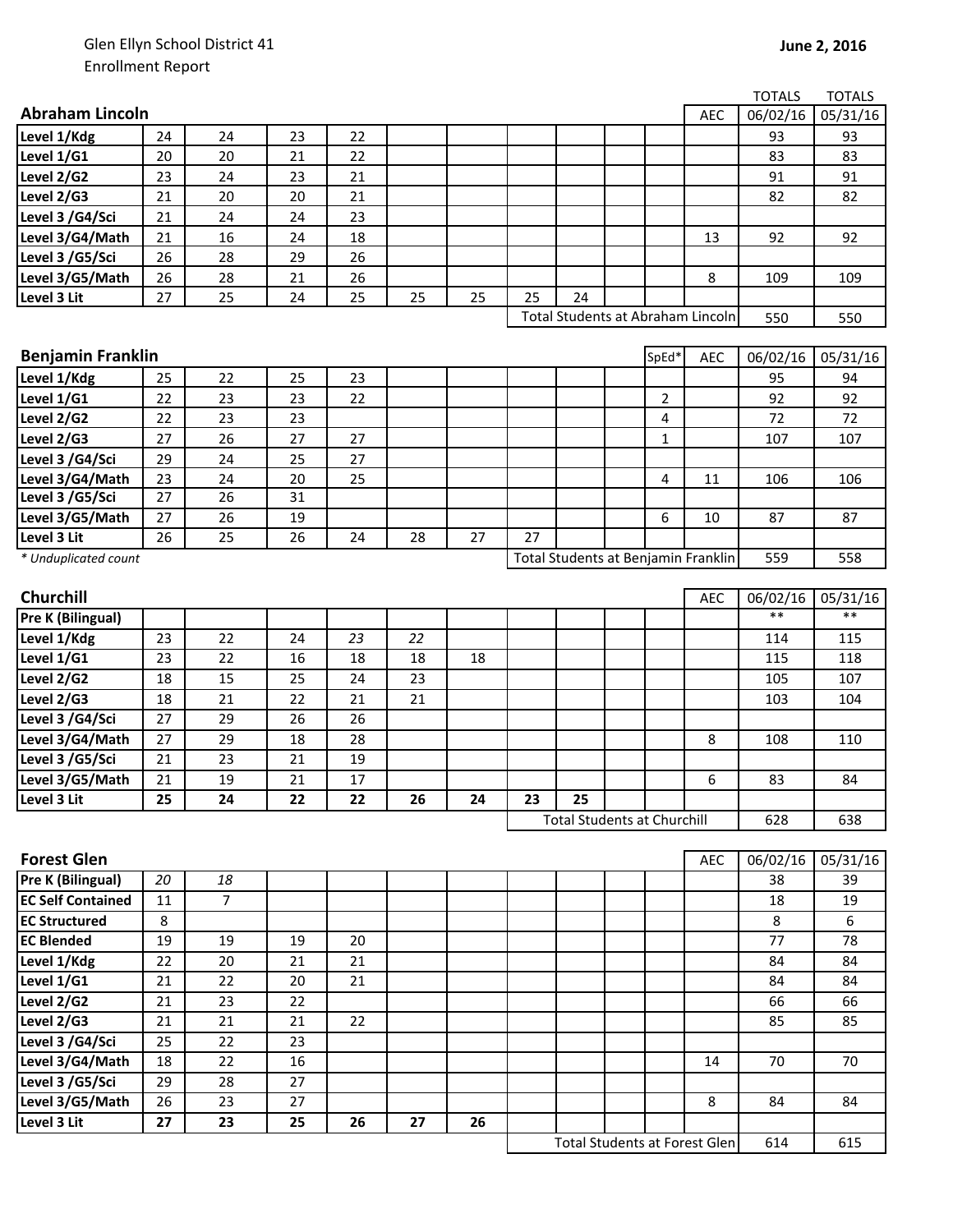Glen Ellyn School District 41
Enrollment Report

**June 2, 2016**

| Abraham Lincoln | | | | | | | | | | | AEC | TOTALS 06/02/16 | TOTALS 05/31/16 |
|---|---|---|---|---|---|---|---|---|---|---|---|---|---|
| **Level 1/Kdg** | 24 | 24 | 23 | 22 | | | | | | | | 93 | 93 |
| **Level 1/G1** | 20 | 20 | 21 | 22 | | | | | | | | 83 | 83 |
| **Level 2/G2** | 23 | 24 | 23 | 21 | | | | | | | | 91 | 91 |
| **Level 2/G3** | 21 | 20 | 20 | 21 | | | | | | | | 82 | 82 |
| **Level 3 /G4/Sci** | 21 | 24 | 24 | 23 | | | | | | | | | |
| **Level 3/G4/Math** | 21 | 16 | 24 | 18 | | | | | | | 13 | 92 | 92 |
| **Level 3 /G5/Sci** | 26 | 28 | 29 | 26 | | | | | | | | | |
| **Level 3/G5/Math** | 26 | 28 | 21 | 26 | | | | | | | 8 | 109 | 109 |
| **Level 3 Lit** | 27 | 25 | 24 | 25 | 25 | 25 | 25 | 24 | | | | | |
| | | | | | | | Total Students at Abraham Lincoln | | | | | 550 | 550 |

| Benjamin Franklin | | | | | | | | | | SpEd* | AEC | 06/02/16 | 05/31/16 |
|---|---|---|---|---|---|---|---|---|---|---|---|---|---|
| **Level 1/Kdg** | 25 | 22 | 25 | 23 | | | | | | | | 95 | 94 |
| **Level 1/G1** | 22 | 23 | 23 | 22 | | | | | | 2 | | 92 | 92 |
| **Level 2/G2** | 22 | 23 | 23 | | | | | | | 4 | | 72 | 72 |
| **Level 2/G3** | 27 | 26 | 27 | 27 | | | | | | 1 | | 107 | 107 |
| **Level 3 /G4/Sci** | 29 | 24 | 25 | 27 | | | | | | | | | |
| **Level 3/G4/Math** | 23 | 24 | 20 | 25 | | | | | | 4 | 11 | 106 | 106 |
| **Level 3 /G5/Sci** | 27 | 26 | 31 | | | | | | | | | | |
| **Level 3/G5/Math** | 27 | 26 | 19 | | | | | | | 6 | 10 | 87 | 87 |
| **Level 3 Lit** | 26 | 25 | 26 | 24 | 28 | 27 | 27 | | | | | | |
| *\* Unduplicated count* | | | | | | | Total Students at Benjamin Franklin | | | | | 559 | 558 |

| Churchill | | | | | | | | | | | AEC | 06/02/16 | 05/31/16 |
|---|---|---|---|---|---|---|---|---|---|---|---|---|---|
| **Pre K (Bilingual)** | | | | | | | | | | | | ** | ** |
| **Level 1/Kdg** | 23 | 22 | 24 | *23* | *22* | | | | | | | 114 | 115 |
| **Level 1/G1** | 23 | 22 | 16 | 18 | 18 | 18 | | | | | | 115 | 118 |
| **Level 2/G2** | 18 | 15 | 25 | 24 | 23 | | | | | | | 105 | 107 |
| **Level 2/G3** | 18 | 21 | 22 | 21 | 21 | | | | | | | 103 | 104 |
| **Level 3 /G4/Sci** | 27 | 29 | 26 | 26 | | | | | | | | | |
| **Level 3/G4/Math** | 27 | 29 | 18 | 28 | | | | | | | 8 | 108 | 110 |
| **Level 3 /G5/Sci** | 21 | 23 | 21 | 19 | | | | | | | | | |
| **Level 3/G5/Math** | 21 | 19 | 21 | 17 | | | | | | | 6 | 83 | 84 |
| **Level 3 Lit** | **25** | **24** | **22** | **22** | **26** | **24** | **23** | **25** | | | | | |
| | | | | | | | Total Students at Churchill | | | | | 628 | 638 |

| Forest Glen | | | | | | | | | | | AEC | 06/02/16 | 05/31/16 |
|---|---|---|---|---|---|---|---|---|---|---|---|---|---|
| **Pre K (Bilingual)** | *20* | *18* | | | | | | | | | | 38 | 39 |
| **EC Self Contained** | 11 | 7 | | | | | | | | | | 18 | 19 |
| **EC Structured** | 8 | | | | | | | | | | | 8 | 6 |
| **EC Blended** | 19 | 19 | 19 | 20 | | | | | | | | 77 | 78 |
| **Level 1/Kdg** | 22 | 20 | 21 | 21 | | | | | | | | 84 | 84 |
| **Level 1/G1** | 21 | 22 | 20 | 21 | | | | | | | | 84 | 84 |
| **Level 2/G2** | 21 | 23 | 22 | | | | | | | | | 66 | 66 |
| **Level 2/G3** | 21 | 21 | 21 | 22 | | | | | | | | 85 | 85 |
| **Level 3 /G4/Sci** | 25 | 22 | 23 | | | | | | | | | | |
| **Level 3/G4/Math** | 18 | 22 | 16 | | | | | | | | 14 | 70 | 70 |
| **Level 3 /G5/Sci** | 29 | 28 | 27 | | | | | | | | | | |
| **Level 3/G5/Math** | 26 | 23 | 27 | | | | | | | | 8 | 84 | 84 |
| **Level 3 Lit** | **27** | **23** | **25** | **26** | **27** | **26** | | | | | | | |
| | | | | | | | Total Students at Forest Glen | | | | | 614 | 615 |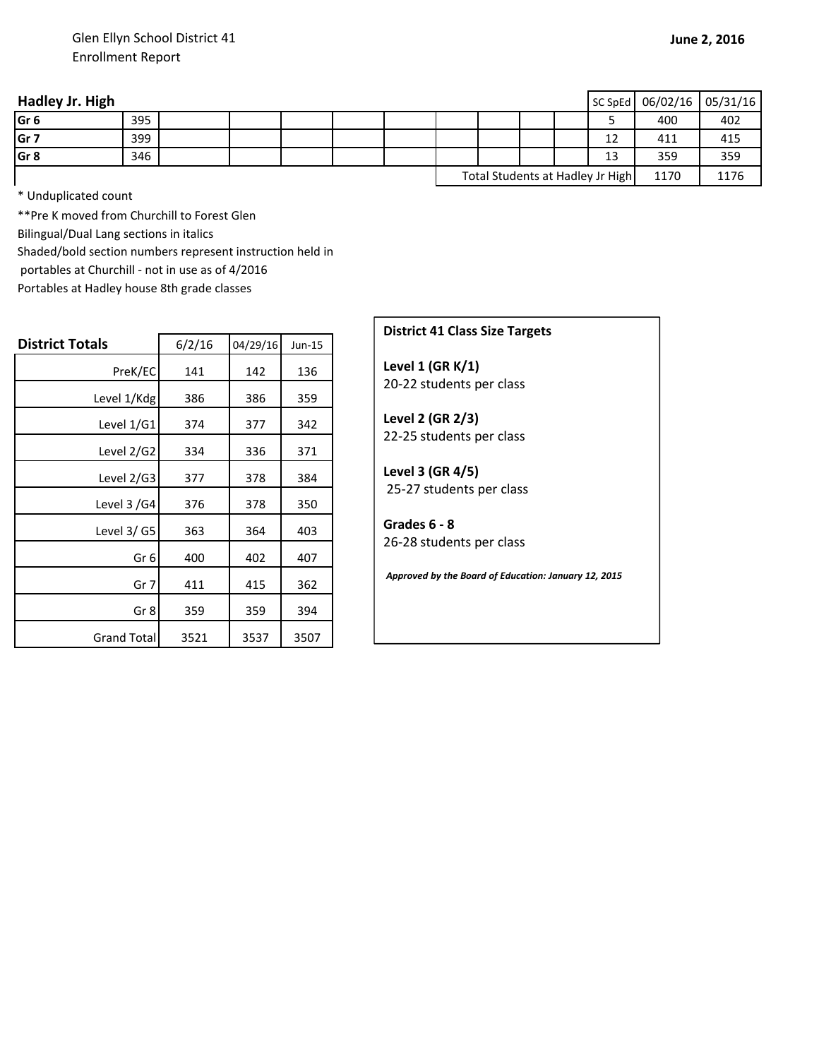Glen Ellyn School District 41
Enrollment Report

**June 2, 2016**

| **Hadley Jr. High** | | | | | | | | | | | SC SpEd | 06/02/16 | 05/31/16 |
|---|---|---|---|---|---|---|---|---|---|---|---|---|---|
| **Gr 6** | 395 | | | | | | | | | | 5 | 400 | 402 |
| **Gr 7** | 399 | | | | | | | | | | 12 | 411 | 415 |
| **Gr 8** | 346 | | | | | | | | | | 13 | 359 | 359 |
| | | | | | | | Total Students at Hadley Jr High | | | | | 1170 | 1176 |

* Unduplicated count

**Pre K moved from Churchill to Forest Glen

Bilingual/Dual Lang sections in italics

Shaded/bold section numbers represent instruction held in portables at Churchill - not in use as of 4/2016

Portables at Hadley house 8th grade classes

| **District Totals** | 6/2/16 | 04/29/16 | Jun-15 |
|---|---|---|---|
| PreK/EC | 141 | 142 | 136 |
| Level 1/Kdg | 386 | 386 | 359 |
| Level 1/G1 | 374 | 377 | 342 |
| Level 2/G2 | 334 | 336 | 371 |
| Level 2/G3 | 377 | 378 | 384 |
| Level 3 /G4 | 376 | 378 | 350 |
| Level 3/ G5 | 363 | 364 | 403 |
| Gr 6 | 400 | 402 | 407 |
| Gr 7 | 411 | 415 | 362 |
| Gr 8 | 359 | 359 | 394 |
| Grand Total | 3521 | 3537 | 3507 |

**District 41 Class Size Targets**

**Level 1 (GR K/1)**
20-22 students per class

**Level 2 (GR 2/3)**
22-25 students per class

**Level 3 (GR 4/5)**
25-27 students per class

**Grades 6 - 8**
26-28 students per class

***Approved by the Board of Education: January 12, 2015***